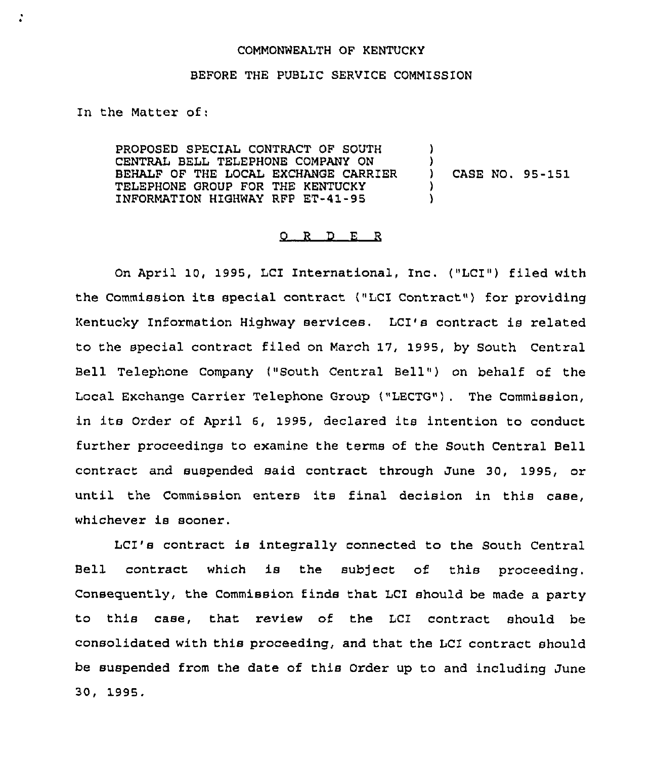COMMONWEALTH OF KENTUCKY

BEFORE THE PUBLIC SERVICE COMMISSION

In the Matter of:

| | | |
|---|---|---|
| PROPOSED SPECIAL CONTRACT OF SOUTH CENTRAL BELL TELEPHONE COMPANY ON BEHALF OF THE LOCAL EXCHANGE CARRIER TELEPHONE GROUP FOR THE KENTUCKY INFORMATION HIGHWAY RFP ET-41-95 | ) | CASE NO. 95-151 |

## O R D E R

On April 10, 1995, LCI International, Inc. ("LCI") filed with the Commission its special contract ("LCI Contract") for providing Kentucky Information Highway services. LCI's contract is related to the special contract filed on March 17, 1995, by South Central Bell Telephone Company ("South Central Bell") on behalf of the Local Exchange Carrier Telephone Group ("LECTG"). The Commission, in its Order of April 6, 1995, declared its intention to conduct further proceedings to examine the terms of the South Central Bell contract and suspended said contract through June 30, 1995, or until the Commission enters its final decision in this case, whichever is sooner.

LCI's contract is integrally connected to the South Central Bell contract which is the subject of this proceeding. Consequently, the Commission finds that LCI should be made a party to this case, that review of the LCI contract should be consolidated with this proceeding, and that the LCI contract should be suspended from the date of this Order up to and including June 30, 1995.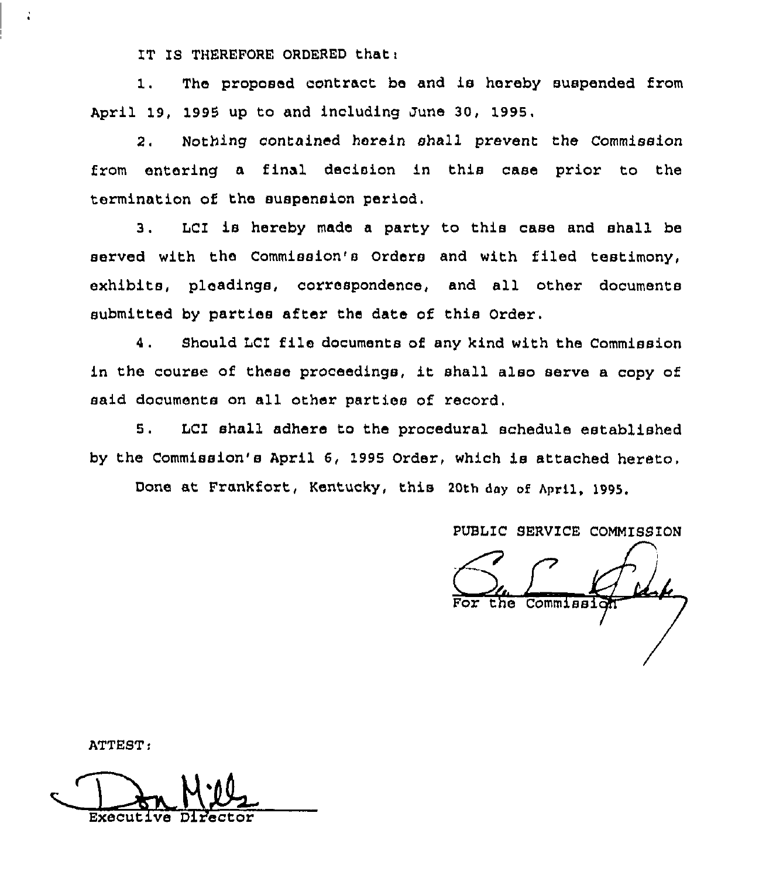IT IS THEREFORE ORDERED that:

1. The proposed contract be and is hereby suspended from April 19, 1995 up to and including June 30, 1995.

2. Nothing contained herein shall prevent the Commission from entering a final decision in this case prior to the termination of the suspension period.

3. LCI is hereby made a party to this case and shall be served with the Commission's Orders and with filed testimony, exhibits, pleadings, correspondence, and all other documents submitted by parties after the date of this Order.

4. Should LCI file documents of any kind with the Commission in the course of these proceedings, it shall also serve a copy of said documents on all other parties of record.

5. LCI shall adhere to the procedural schedule established by the Commission's April 6, 1995 Order, which is attached hereto.

Done at Frankfort, Kentucky, this 20th day of April, 1995.

PUBLIC SERVICE COMMISSION

For the Commission

ATTEST:

Executive Director